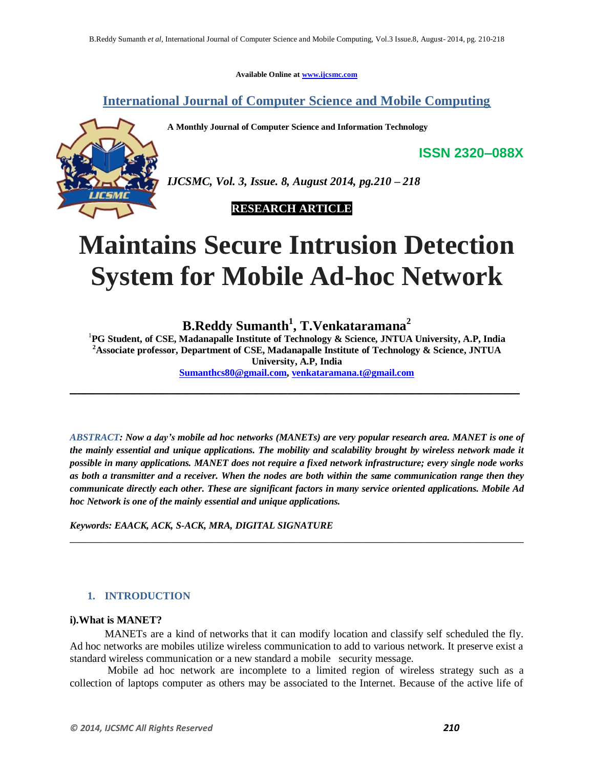Available Online at www.ijcsmc.com

**International Journal of Computer Science and Mobile Computing**

**A Monthly Journal of Computer Science and Information Technology**

**ISSN 2320–088X**

***IJCSMC, Vol. 3, Issue. 8, August 2014, pg.210 – 218***

**RESEARCH ARTICLE**

# Maintains Secure Intrusion Detection System for Mobile Ad-hoc Network

**B.Reddy Sumanth[1], T.Venkataramana[2]**

[1]**PG Student, of CSE, Madanapalle Institute of Technology & Science, JNTUA University, A.P, India**
[2]**Associate professor, Department of CSE, Madanapalle Institute of Technology & Science, JNTUA University, A.P, India**
Sumanthcs80@gmail.com, venkataramana.t@gmail.com

---

***ABSTRACT: Now a day's mobile ad hoc networks (MANETs) are very popular research area. MANET is one of the mainly essential and unique applications. The mobility and scalability brought by wireless network made it possible in many applications. MANET does not require a fixed network infrastructure; every single node works as both a transmitter and a receiver. When the nodes are both within the same communication range then they communicate directly each other. These are significant factors in many service oriented applications. Mobile Ad hoc Network is one of the mainly essential and unique applications.***

***Keywords: EAACK, ACK, S-ACK, MRA, DIGITAL SIGNATURE***

---

## 1. INTRODUCTION

### i).What is MANET?

MANETs are a kind of networks that it can modify location and classify self scheduled the fly. Ad hoc networks are mobiles utilize wireless communication to add to various network. It preserve exist a standard wireless communication or a new standard a mobile security message.

Mobile ad hoc network are incomplete to a limited region of wireless strategy such as a collection of laptops computer as others may be associated to the Internet. Because of the active life of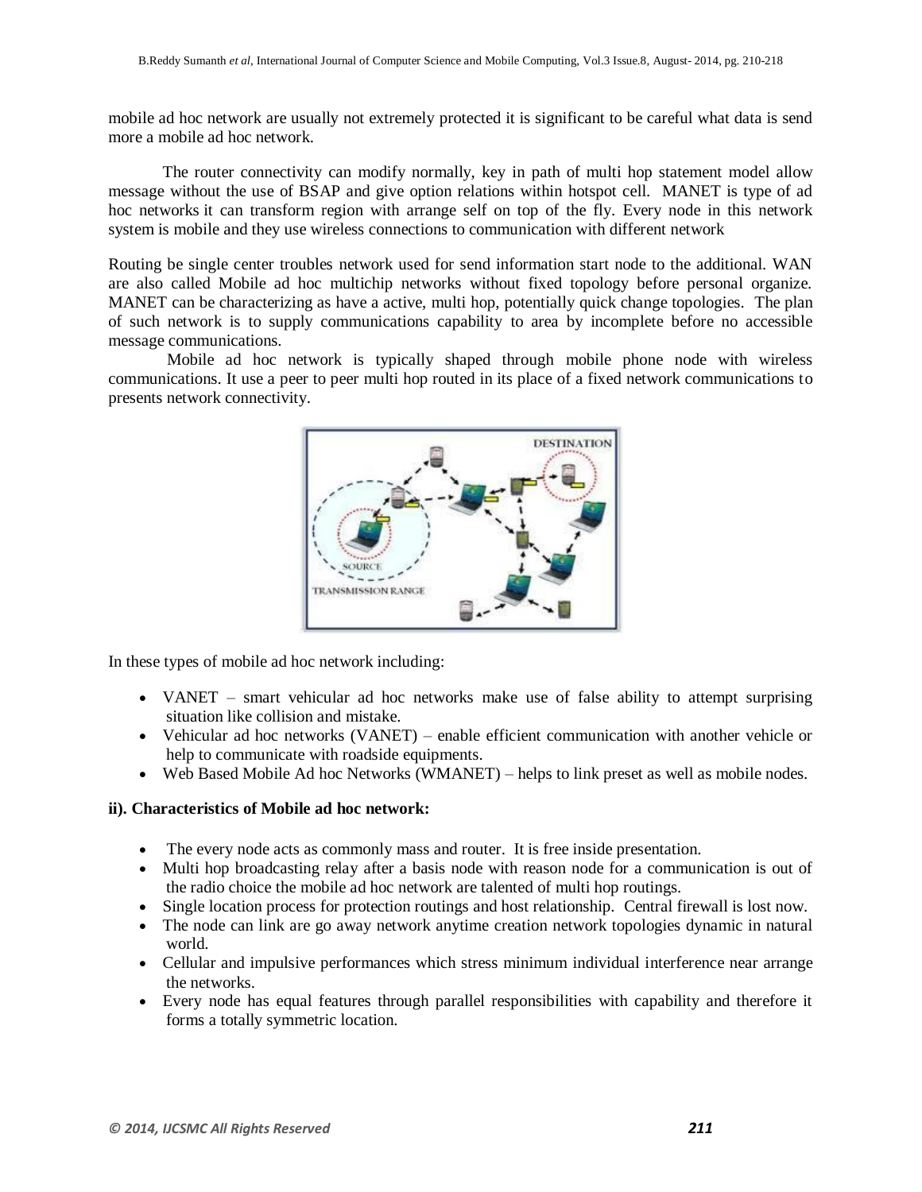mobile ad hoc network are usually not extremely protected it is significant to be careful what data is send more a mobile ad hoc network.

The router connectivity can modify normally, key in path of multi hop statement model allow message without the use of BSAP and give option relations within hotspot cell. MANET is type of ad hoc networks it can transform region with arrange self on top of the fly. Every node in this network system is mobile and they use wireless connections to communication with different network

Routing be single center troubles network used for send information start node to the additional. WAN are also called Mobile ad hoc multichip networks without fixed topology before personal organize. MANET can be characterizing as have a active, multi hop, potentially quick change topologies. The plan of such network is to supply communications capability to area by incomplete before no accessible message communications.

Mobile ad hoc network is typically shaped through mobile phone node with wireless communications. It use a peer to peer multi hop routed in its place of a fixed network communications to presents network connectivity.

In these types of mobile ad hoc network including:

- VANET – smart vehicular ad hoc networks make use of false ability to attempt surprising situation like collision and mistake.
- Vehicular ad hoc networks (VANET) – enable efficient communication with another vehicle or help to communicate with roadside equipments.
- Web Based Mobile Ad hoc Networks (WMANET) – helps to link preset as well as mobile nodes.

**ii). Characteristics of Mobile ad hoc network:**

- The every node acts as commonly mass and router. It is free inside presentation.
- Multi hop broadcasting relay after a basis node with reason node for a communication is out of the radio choice the mobile ad hoc network are talented of multi hop routings.
- Single location process for protection routings and host relationship. Central firewall is lost now.
- The node can link are go away network anytime creation network topologies dynamic in natural world.
- Cellular and impulsive performances which stress minimum individual interference near arrange the networks.
- Every node has equal features through parallel responsibilities with capability and therefore it forms a totally symmetric location.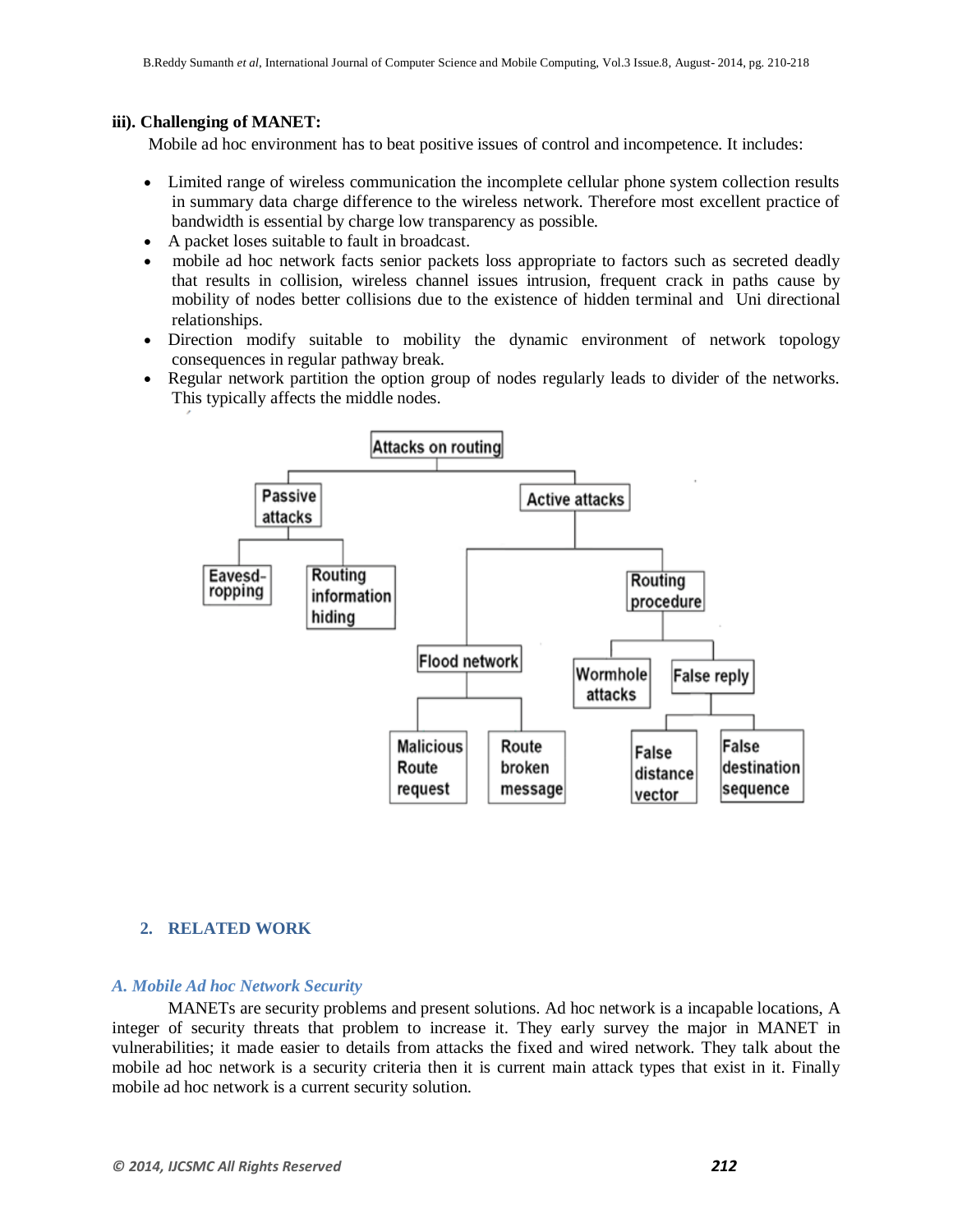**iii). Challenging of MANET:**

Mobile ad hoc environment has to beat positive issues of control and incompetence. It includes:

- Limited range of wireless communication the incomplete cellular phone system collection results in summary data charge difference to the wireless network. Therefore most excellent practice of bandwidth is essential by charge low transparency as possible.
- A packet loses suitable to fault in broadcast.
- mobile ad hoc network facts senior packets loss appropriate to factors such as secreted deadly that results in collision, wireless channel issues intrusion, frequent crack in paths cause by mobility of nodes better collisions due to the existence of hidden terminal and Uni directional relationships.
- Direction modify suitable to mobility the dynamic environment of network topology consequences in regular pathway break.
- Regular network partition the option group of nodes regularly leads to divider of the networks. This typically affects the middle nodes.

Attacks on routing
- Passive attacks
  - Eavesd-ropping
  - Routing information hiding
- Active attacks
  - Flood network
    - Malicious Route request
    - Route broken message
  - Routing procedure
    - Wormhole attacks
    - False reply
      - False distance vector
      - False destination sequence

## 2. RELATED WORK

### *A. Mobile Ad hoc Network Security*

MANETs are security problems and present solutions. Ad hoc network is a incapable locations, A integer of security threats that problem to increase it. They early survey the major in MANET in vulnerabilities; it made easier to details from attacks the fixed and wired network. They talk about the mobile ad hoc network is a security criteria then it is current main attack types that exist in it. Finally mobile ad hoc network is a current security solution.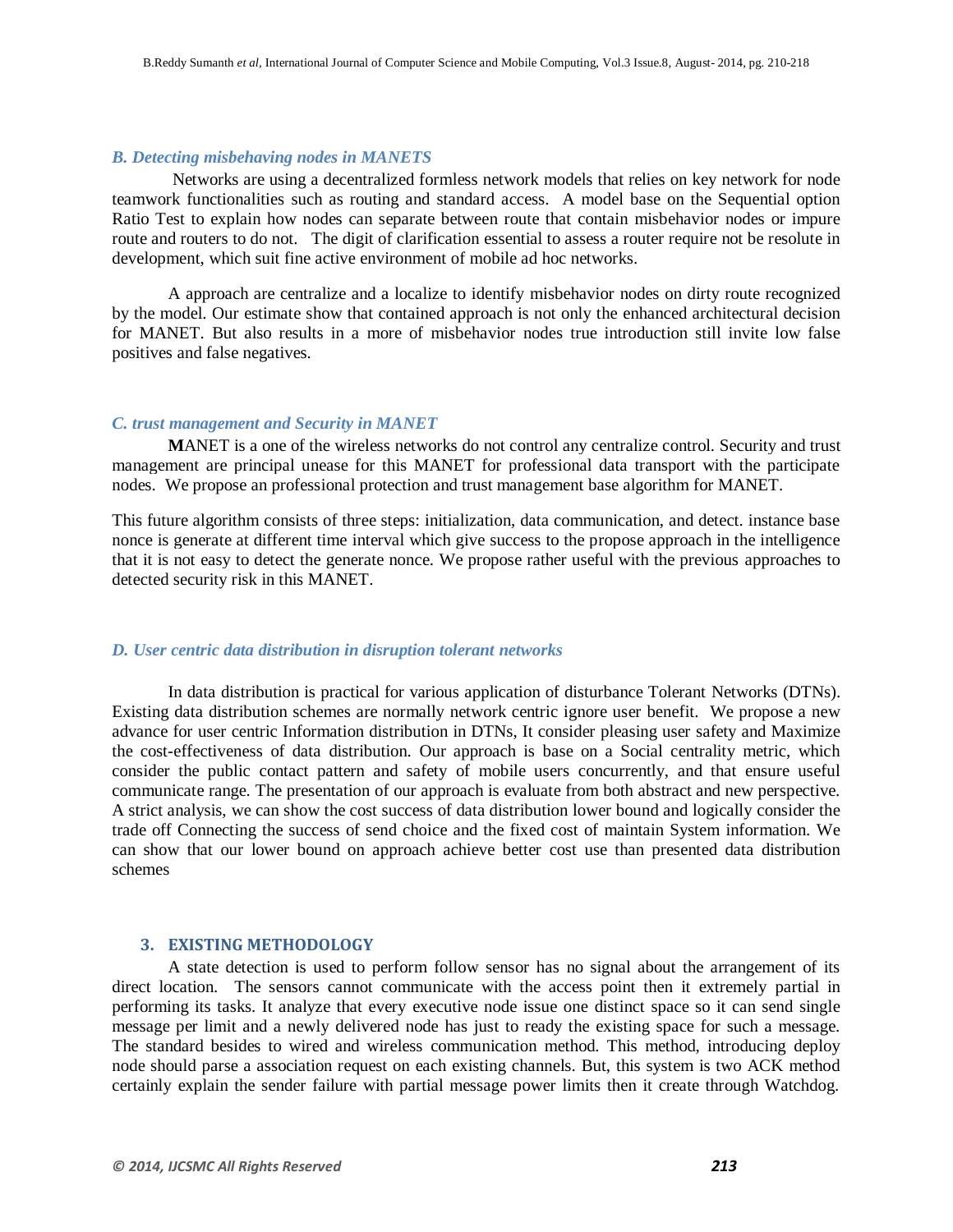### *B. Detecting misbehaving nodes in MANETS*

Networks are using a decentralized formless network models that relies on key network for node teamwork functionalities such as routing and standard access. A model base on the Sequential option Ratio Test to explain how nodes can separate between route that contain misbehavior nodes or impure route and routers to do not. The digit of clarification essential to assess a router require not be resolute in development, which suit fine active environment of mobile ad hoc networks.

A approach are centralize and a localize to identify misbehavior nodes on dirty route recognized by the model. Our estimate show that contained approach is not only the enhanced architectural decision for MANET. But also results in a more of misbehavior nodes true introduction still invite low false positives and false negatives.

### *C. trust management and Security in MANET*

**M**ANET is a one of the wireless networks do not control any centralize control. Security and trust management are principal unease for this MANET for professional data transport with the participate nodes. We propose an professional protection and trust management base algorithm for MANET.

This future algorithm consists of three steps: initialization, data communication, and detect. instance base nonce is generate at different time interval which give success to the propose approach in the intelligence that it is not easy to detect the generate nonce. We propose rather useful with the previous approaches to detected security risk in this MANET.

### *D. User centric data distribution in disruption tolerant networks*

In data distribution is practical for various application of disturbance Tolerant Networks (DTNs). Existing data distribution schemes are normally network centric ignore user benefit. We propose a new advance for user centric Information distribution in DTNs, It consider pleasing user safety and Maximize the cost-effectiveness of data distribution. Our approach is base on a Social centrality metric, which consider the public contact pattern and safety of mobile users concurrently, and that ensure useful communicate range. The presentation of our approach is evaluate from both abstract and new perspective. A strict analysis, we can show the cost success of data distribution lower bound and logically consider the trade off Connecting the success of send choice and the fixed cost of maintain System information. We can show that our lower bound on approach achieve better cost use than presented data distribution schemes

## 3. EXISTING METHODOLOGY

A state detection is used to perform follow sensor has no signal about the arrangement of its direct location. The sensors cannot communicate with the access point then it extremely partial in performing its tasks. It analyze that every executive node issue one distinct space so it can send single message per limit and a newly delivered node has just to ready the existing space for such a message. The standard besides to wired and wireless communication method. This method, introducing deploy node should parse a association request on each existing channels. But, this system is two ACK method certainly explain the sender failure with partial message power limits then it create through Watchdog.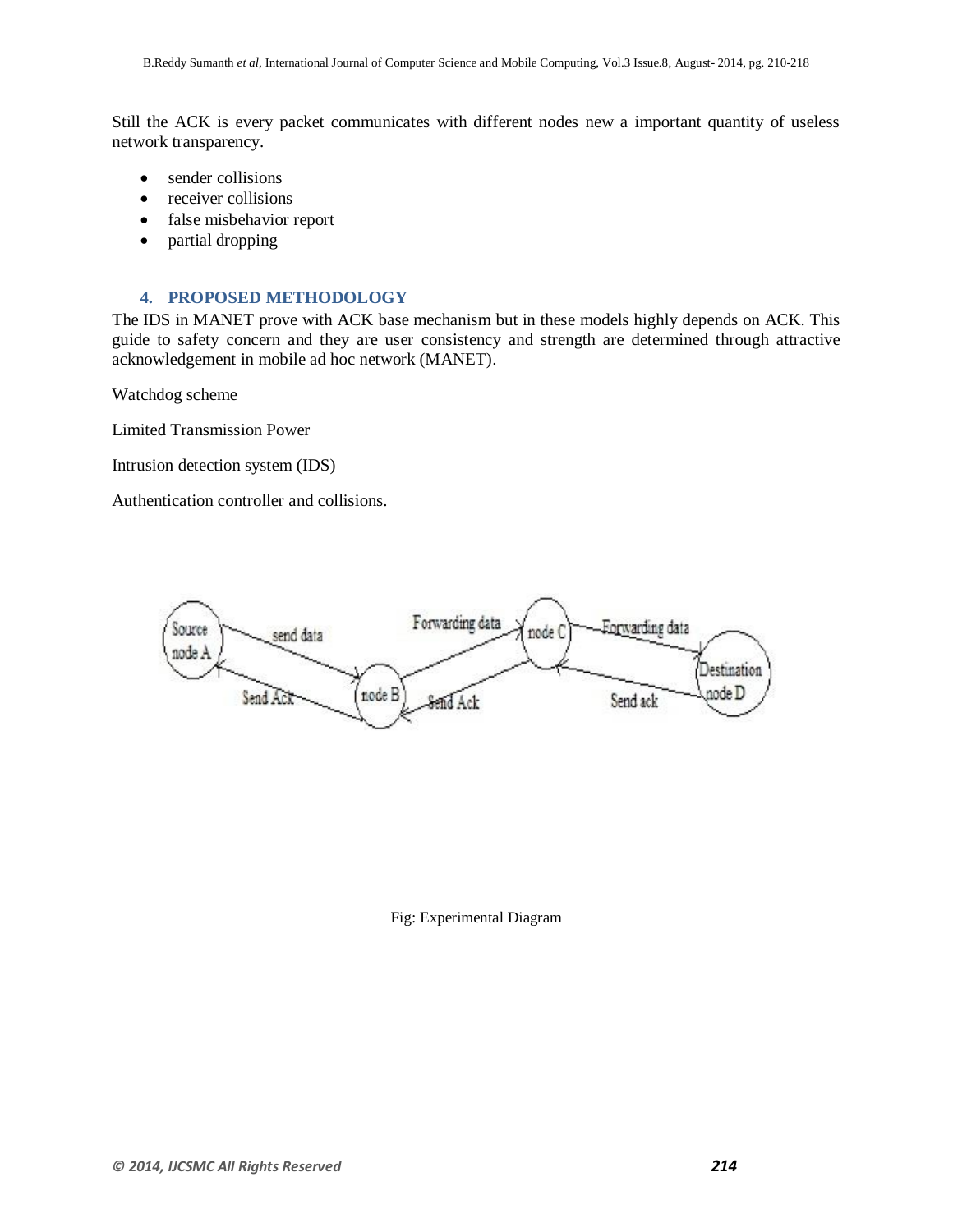Still the ACK is every packet communicates with different nodes new a important quantity of useless network transparency.

- sender collisions
- receiver collisions
- false misbehavior report
- partial dropping

## 4. PROPOSED METHODOLOGY

The IDS in MANET prove with ACK base mechanism but in these models highly depends on ACK. This guide to safety concern and they are user consistency and strength are determined through attractive acknowledgement in mobile ad hoc network (MANET).

Watchdog scheme

Limited Transmission Power

Intrusion detection system (IDS)

Authentication controller and collisions.

Fig: Experimental Diagram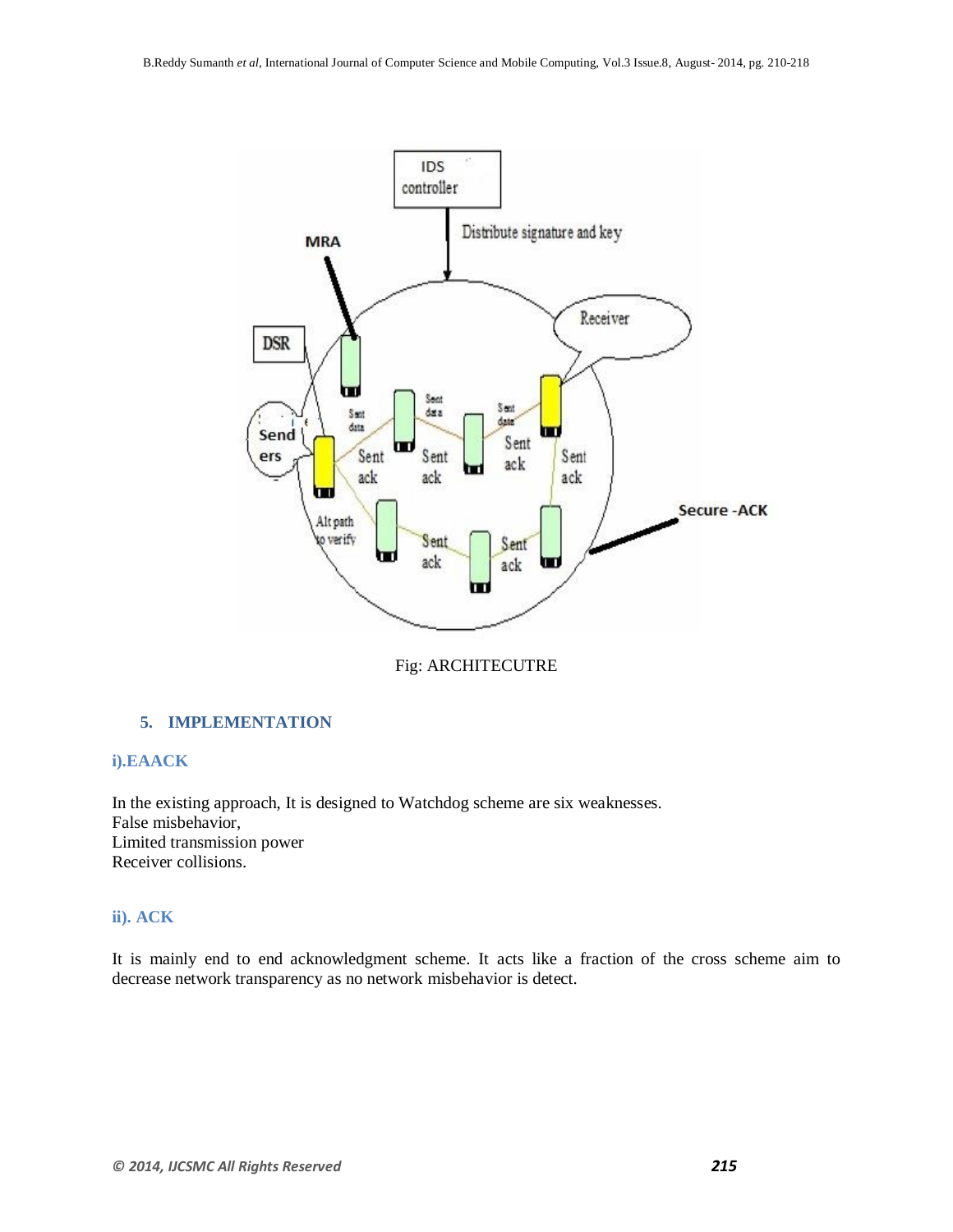Fig: ARCHITECUTRE

## 5. IMPLEMENTATION

### i).EAACK

In the existing approach, It is designed to Watchdog scheme are six weaknesses.
False misbehavior,
Limited transmission power
Receiver collisions.

### ii). ACK

It is mainly end to end acknowledgment scheme. It acts like a fraction of the cross scheme aim to decrease network transparency as no network misbehavior is detect.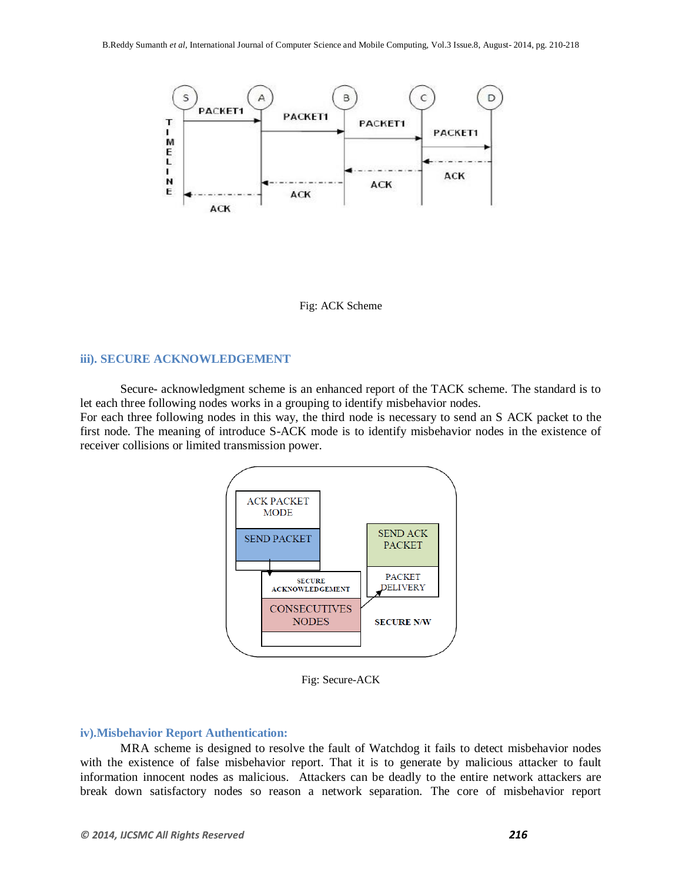Fig: ACK Scheme

### iii). SECURE ACKNOWLEDGEMENT

Secure- acknowledgment scheme is an enhanced report of the TACK scheme. The standard is to let each three following nodes works in a grouping to identify misbehavior nodes.
For each three following nodes in this way, the third node is necessary to send an S ACK packet to the first node. The meaning of introduce S-ACK mode is to identify misbehavior nodes in the existence of receiver collisions or limited transmission power.

Fig: Secure-ACK

### iv).Misbehavior Report Authentication:

MRA scheme is designed to resolve the fault of Watchdog it fails to detect misbehavior nodes with the existence of false misbehavior report. That it is to generate by malicious attacker to fault information innocent nodes as malicious. Attackers can be deadly to the entire network attackers are break down satisfactory nodes so reason a network separation. The core of misbehavior report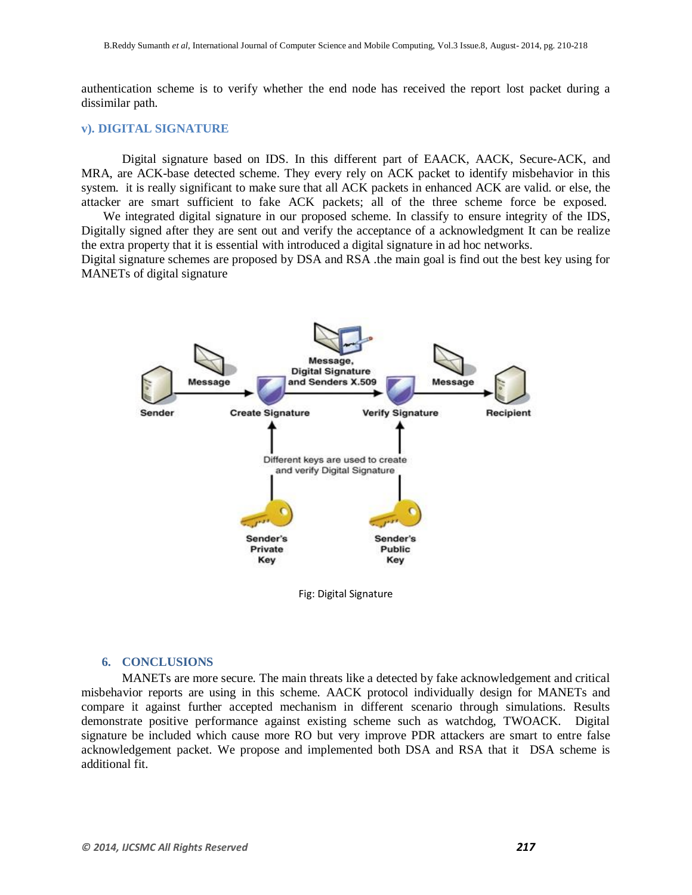authentication scheme is to verify whether the end node has received the report lost packet during a dissimilar path.

### v). DIGITAL SIGNATURE

Digital signature based on IDS. In this different part of EAACK, AACK, Secure-ACK, and MRA, are ACK-base detected scheme. They every rely on ACK packet to identify misbehavior in this system. it is really significant to make sure that all ACK packets in enhanced ACK are valid. or else, the attacker are smart sufficient to fake ACK packets; all of the three scheme force be exposed. We integrated digital signature in our proposed scheme. In classify to ensure integrity of the IDS, Digitally signed after they are sent out and verify the acceptance of a acknowledgment It can be realize the extra property that it is essential with introduced a digital signature in ad hoc networks.

Digital signature schemes are proposed by DSA and RSA .the main goal is find out the best key using for MANETs of digital signature

Fig: Digital Signature

## 6. CONCLUSIONS

MANETs are more secure. The main threats like a detected by fake acknowledgement and critical misbehavior reports are using in this scheme. AACK protocol individually design for MANETs and compare it against further accepted mechanism in different scenario through simulations. Results demonstrate positive performance against existing scheme such as watchdog, TWOACK. Digital signature be included which cause more RO but very improve PDR attackers are smart to entre false acknowledgement packet. We propose and implemented both DSA and RSA that it DSA scheme is additional fit.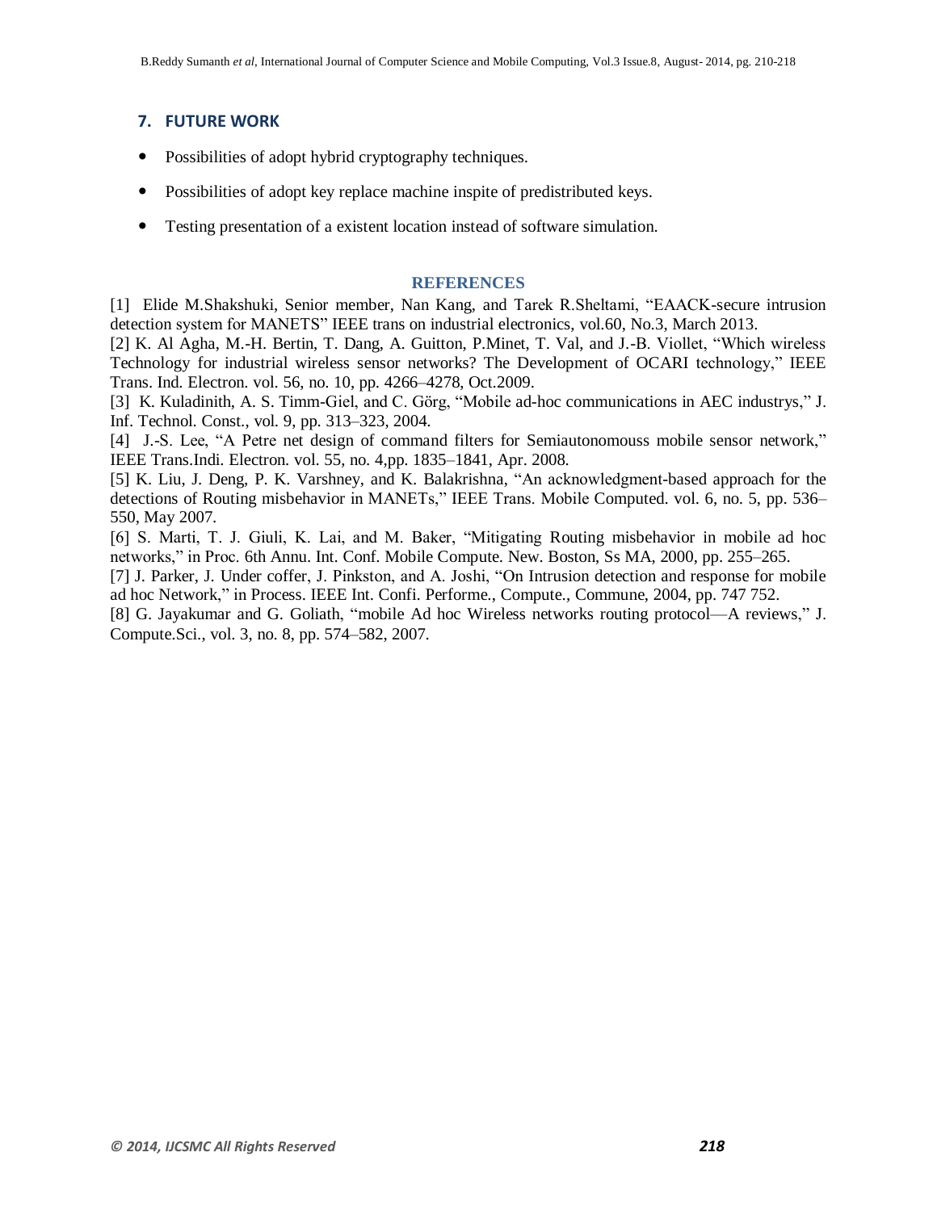## 7. FUTURE WORK

- Possibilities of adopt hybrid cryptography techniques.
- Possibilities of adopt key replace machine inspite of predistributed keys.
- Testing presentation of a existent location instead of software simulation.

## REFERENCES

[1] Elide M.Shakshuki, Senior member, Nan Kang, and Tarek R.Sheltami, "EAACK-secure intrusion detection system for MANETS" IEEE trans on industrial electronics, vol.60, No.3, March 2013.

[2] K. Al Agha, M.-H. Bertin, T. Dang, A. Guitton, P.Minet, T. Val, and J.-B. Viollet, "Which wireless Technology for industrial wireless sensor networks? The Development of OCARI technology," IEEE Trans. Ind. Electron. vol. 56, no. 10, pp. 4266–4278, Oct.2009.

[3] K. Kuladinith, A. S. Timm-Giel, and C. Görg, "Mobile ad-hoc communications in AEC industrys," J. Inf. Technol. Const., vol. 9, pp. 313–323, 2004.

[4] J.-S. Lee, "A Petre net design of command filters for Semiautonomouss mobile sensor network," IEEE Trans.Indi. Electron. vol. 55, no. 4,pp. 1835–1841, Apr. 2008.

[5] K. Liu, J. Deng, P. K. Varshney, and K. Balakrishna, "An acknowledgment-based approach for the detections of Routing misbehavior in MANETs," IEEE Trans. Mobile Computed. vol. 6, no. 5, pp. 536–550, May 2007.

[6] S. Marti, T. J. Giuli, K. Lai, and M. Baker, "Mitigating Routing misbehavior in mobile ad hoc networks," in Proc. 6th Annu. Int. Conf. Mobile Compute. New. Boston, Ss MA, 2000, pp. 255–265.

[7] J. Parker, J. Under coffer, J. Pinkston, and A. Joshi, "On Intrusion detection and response for mobile ad hoc Network," in Process. IEEE Int. Confi. Performe., Compute., Commune, 2004, pp. 747 752.

[8] G. Jayakumar and G. Goliath, "mobile Ad hoc Wireless networks routing protocol—A reviews," J. Compute.Sci., vol. 3, no. 8, pp. 574–582, 2007.